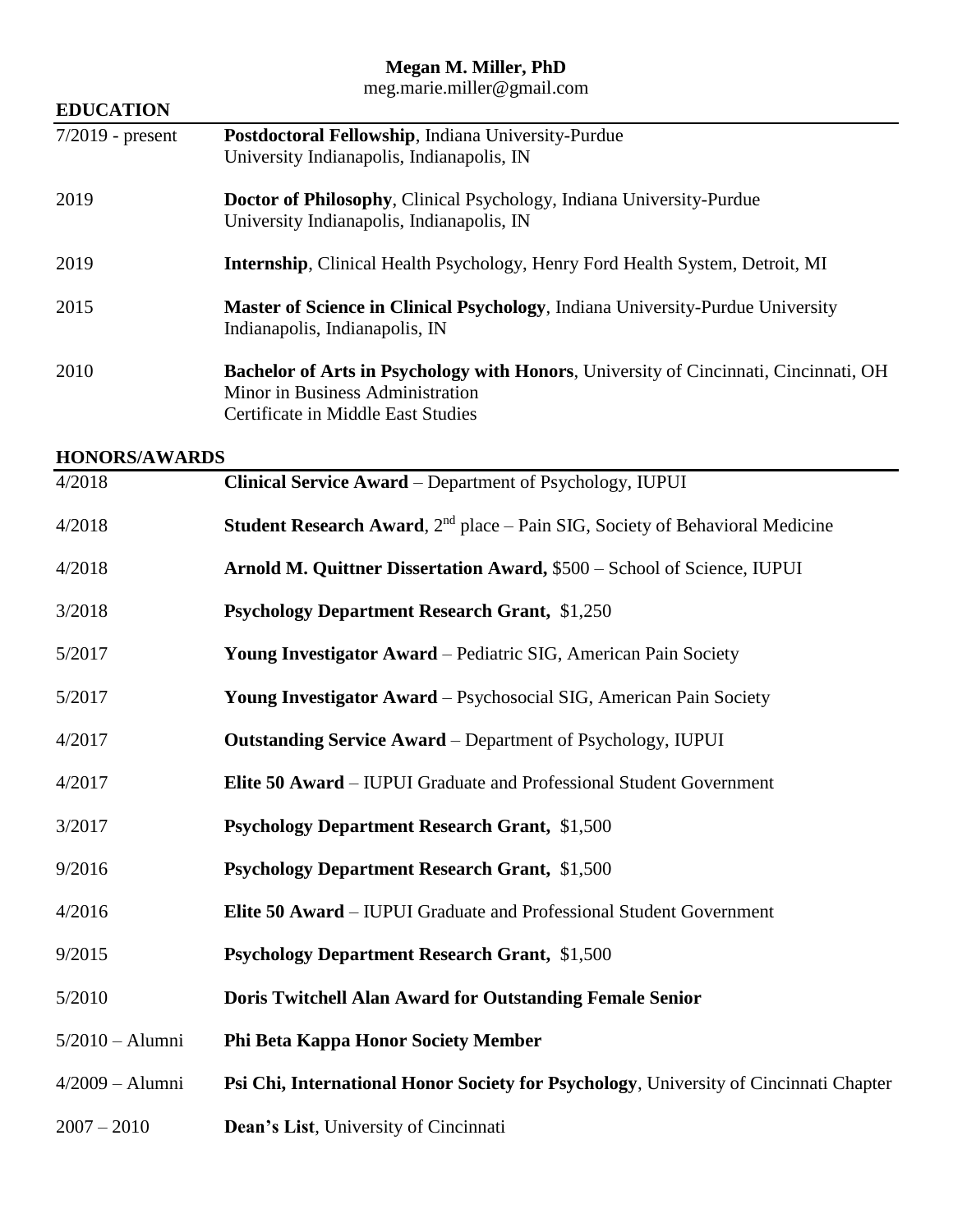# Megan M. Miller, PhD

meg.marie.miller@gmail.com

## EDUCATION

| | |
|---|---|
| 7/2019 - present | **Postdoctoral Fellowship**, Indiana University-Purdue University Indianapolis, Indianapolis, IN |
| 2019 | **Doctor of Philosophy**, Clinical Psychology, Indiana University-Purdue University Indianapolis, Indianapolis, IN |
| 2019 | **Internship**, Clinical Health Psychology, Henry Ford Health System, Detroit, MI |
| 2015 | **Master of Science in Clinical Psychology**, Indiana University-Purdue University Indianapolis, Indianapolis, IN |
| 2010 | **Bachelor of Arts in Psychology with Honors**, University of Cincinnati, Cincinnati, OH<br>Minor in Business Administration<br>Certificate in Middle East Studies |

## HONORS/AWARDS

| | |
|---|---|
| 4/2018 | **Clinical Service Award** – Department of Psychology, IUPUI |
| 4/2018 | **Student Research Award**, 2nd place – Pain SIG, Society of Behavioral Medicine |
| 4/2018 | **Arnold M. Quittner Dissertation Award,** $500 – School of Science, IUPUI |
| 3/2018 | **Psychology Department Research Grant,** $1,250 |
| 5/2017 | **Young Investigator Award** – Pediatric SIG, American Pain Society |
| 5/2017 | **Young Investigator Award** – Psychosocial SIG, American Pain Society |
| 4/2017 | **Outstanding Service Award** – Department of Psychology, IUPUI |
| 4/2017 | **Elite 50 Award** – IUPUI Graduate and Professional Student Government |
| 3/2017 | **Psychology Department Research Grant,** $1,500 |
| 9/2016 | **Psychology Department Research Grant,** $1,500 |
| 4/2016 | **Elite 50 Award** – IUPUI Graduate and Professional Student Government |
| 9/2015 | **Psychology Department Research Grant,** $1,500 |
| 5/2010 | **Doris Twitchell Alan Award for Outstanding Female Senior** |
| 5/2010 – Alumni | **Phi Beta Kappa Honor Society Member** |
| 4/2009 – Alumni | **Psi Chi, International Honor Society for Psychology**, University of Cincinnati Chapter |
| 2007 – 2010 | **Dean's List**, University of Cincinnati |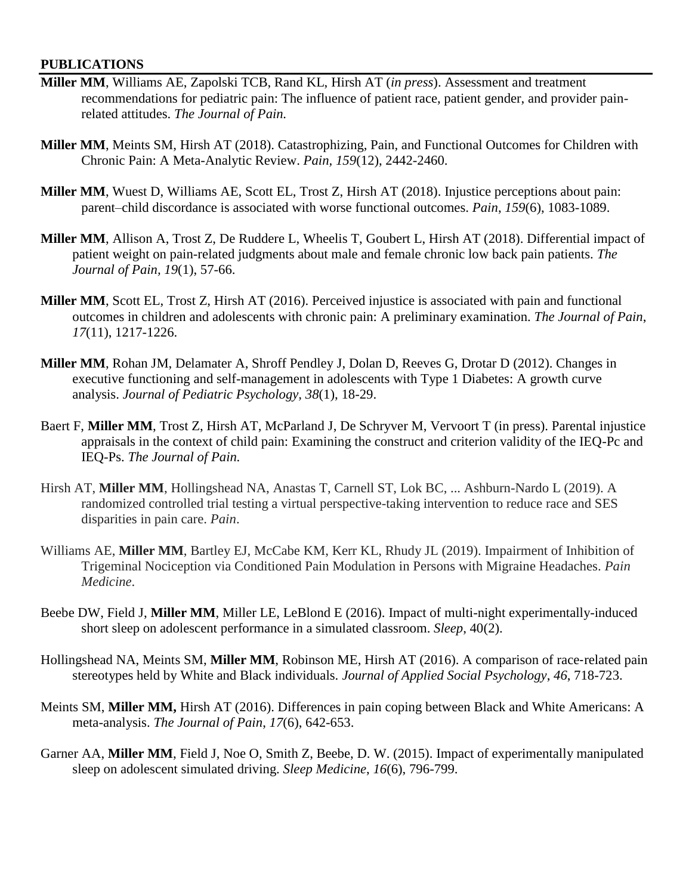## PUBLICATIONS

**Miller MM**, Williams AE, Zapolski TCB, Rand KL, Hirsh AT (*in press*). Assessment and treatment recommendations for pediatric pain: The influence of patient race, patient gender, and provider pain-related attitudes. *The Journal of Pain.*

**Miller MM**, Meints SM, Hirsh AT (2018). Catastrophizing, Pain, and Functional Outcomes for Children with Chronic Pain: A Meta-Analytic Review. *Pain, 159*(12), 2442-2460.

**Miller MM**, Wuest D, Williams AE, Scott EL, Trost Z, Hirsh AT (2018). Injustice perceptions about pain: parent–child discordance is associated with worse functional outcomes. *Pain*, *159*(6), 1083-1089.

**Miller MM**, Allison A, Trost Z, De Ruddere L, Wheelis T, Goubert L, Hirsh AT (2018). Differential impact of patient weight on pain-related judgments about male and female chronic low back pain patients. *The Journal of Pain, 19*(1), 57-66.

**Miller MM**, Scott EL, Trost Z, Hirsh AT (2016). Perceived injustice is associated with pain and functional outcomes in children and adolescents with chronic pain: A preliminary examination. *The Journal of Pain*, *17*(11), 1217-1226.

**Miller MM**, Rohan JM, Delamater A, Shroff Pendley J, Dolan D, Reeves G, Drotar D (2012). Changes in executive functioning and self-management in adolescents with Type 1 Diabetes: A growth curve analysis. *Journal of Pediatric Psychology, 38*(1), 18-29.

Baert F, **Miller MM**, Trost Z, Hirsh AT, McParland J, De Schryver M, Vervoort T (in press). Parental injustice appraisals in the context of child pain: Examining the construct and criterion validity of the IEQ-Pc and IEQ-Ps. *The Journal of Pain.*

Hirsh AT, **Miller MM**, Hollingshead NA, Anastas T, Carnell ST, Lok BC, ... Ashburn-Nardo L (2019). A randomized controlled trial testing a virtual perspective-taking intervention to reduce race and SES disparities in pain care. *Pain*.

Williams AE, **Miller MM**, Bartley EJ, McCabe KM, Kerr KL, Rhudy JL (2019). Impairment of Inhibition of Trigeminal Nociception via Conditioned Pain Modulation in Persons with Migraine Headaches. *Pain Medicine*.

Beebe DW, Field J, **Miller MM**, Miller LE, LeBlond E (2016). Impact of multi-night experimentally-induced short sleep on adolescent performance in a simulated classroom. *Sleep*, 40(2).

Hollingshead NA, Meints SM, **Miller MM**, Robinson ME, Hirsh AT (2016). A comparison of race-related pain stereotypes held by White and Black individuals. *Journal of Applied Social Psychology*, *46*, 718-723.

Meints SM, **Miller MM,** Hirsh AT (2016). Differences in pain coping between Black and White Americans: A meta-analysis. *The Journal of Pain, 17*(6), 642-653.

Garner AA, **Miller MM**, Field J, Noe O, Smith Z, Beebe, D. W. (2015). Impact of experimentally manipulated sleep on adolescent simulated driving. *Sleep Medicine*, *16*(6), 796-799.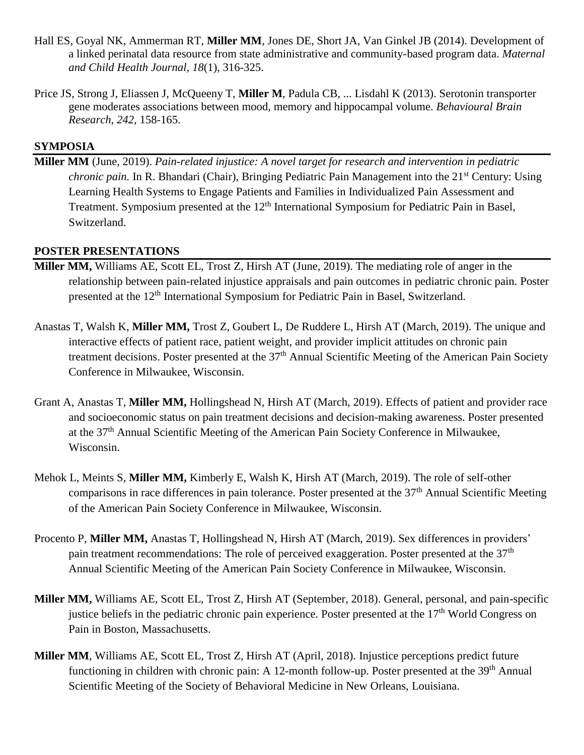Hall ES, Goyal NK, Ammerman RT, **Miller MM**, Jones DE, Short JA, Van Ginkel JB (2014). Development of a linked perinatal data resource from state administrative and community-based program data. *Maternal and Child Health Journal*, *18*(1), 316-325.

Price JS, Strong J, Eliassen J, McQueeny T, **Miller M**, Padula CB, ... Lisdahl K (2013). Serotonin transporter gene moderates associations between mood, memory and hippocampal volume. *Behavioural Brain Research*, *242*, 158-165.

## SYMPOSIA

**Miller MM** (June, 2019). *Pain-related injustice: A novel target for research and intervention in pediatric chronic pain.* In R. Bhandari (Chair), Bringing Pediatric Pain Management into the 21st Century: Using Learning Health Systems to Engage Patients and Families in Individualized Pain Assessment and Treatment. Symposium presented at the 12th International Symposium for Pediatric Pain in Basel, Switzerland.

## POSTER PRESENTATIONS

**Miller MM,** Williams AE, Scott EL, Trost Z, Hirsh AT (June, 2019). The mediating role of anger in the relationship between pain-related injustice appraisals and pain outcomes in pediatric chronic pain. Poster presented at the 12th International Symposium for Pediatric Pain in Basel, Switzerland.

Anastas T, Walsh K, **Miller MM,** Trost Z, Goubert L, De Ruddere L, Hirsh AT (March, 2019). The unique and interactive effects of patient race, patient weight, and provider implicit attitudes on chronic pain treatment decisions. Poster presented at the 37th Annual Scientific Meeting of the American Pain Society Conference in Milwaukee, Wisconsin.

Grant A, Anastas T, **Miller MM,** Hollingshead N, Hirsh AT (March, 2019). Effects of patient and provider race and socioeconomic status on pain treatment decisions and decision-making awareness. Poster presented at the 37th Annual Scientific Meeting of the American Pain Society Conference in Milwaukee, Wisconsin.

Mehok L, Meints S, **Miller MM,** Kimberly E, Walsh K, Hirsh AT (March, 2019). The role of self-other comparisons in race differences in pain tolerance. Poster presented at the 37th Annual Scientific Meeting of the American Pain Society Conference in Milwaukee, Wisconsin.

Procento P, **Miller MM,** Anastas T, Hollingshead N, Hirsh AT (March, 2019). Sex differences in providers' pain treatment recommendations: The role of perceived exaggeration. Poster presented at the 37th Annual Scientific Meeting of the American Pain Society Conference in Milwaukee, Wisconsin.

**Miller MM,** Williams AE, Scott EL, Trost Z, Hirsh AT (September, 2018). General, personal, and pain-specific justice beliefs in the pediatric chronic pain experience. Poster presented at the 17th World Congress on Pain in Boston, Massachusetts.

**Miller MM**, Williams AE, Scott EL, Trost Z, Hirsh AT (April, 2018). Injustice perceptions predict future functioning in children with chronic pain: A 12-month follow-up. Poster presented at the 39th Annual Scientific Meeting of the Society of Behavioral Medicine in New Orleans, Louisiana.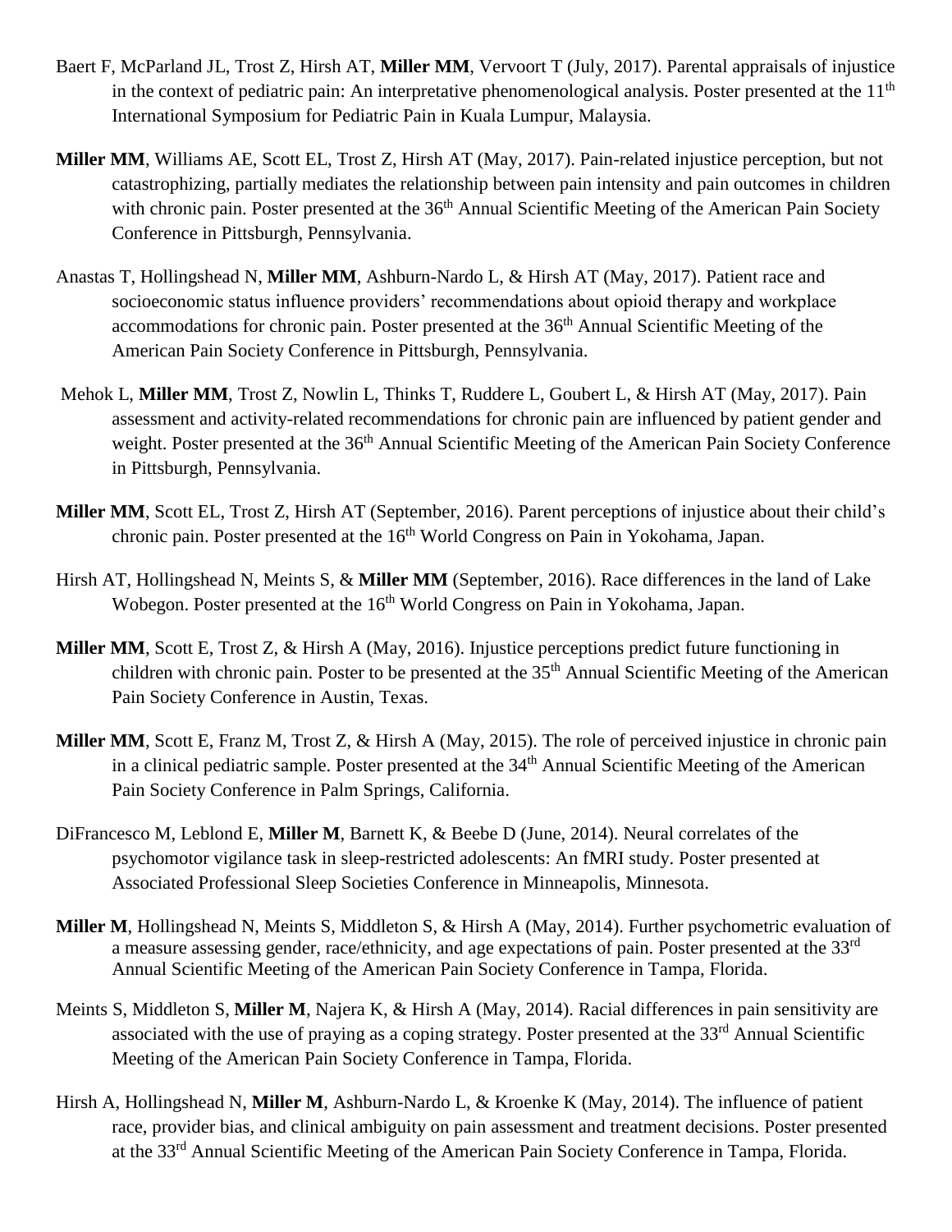Baert F, McParland JL, Trost Z, Hirsh AT, **Miller MM**, Vervoort T (July, 2017). Parental appraisals of injustice in the context of pediatric pain: An interpretative phenomenological analysis. Poster presented at the 11th International Symposium for Pediatric Pain in Kuala Lumpur, Malaysia.

**Miller MM**, Williams AE, Scott EL, Trost Z, Hirsh AT (May, 2017). Pain-related injustice perception, but not catastrophizing, partially mediates the relationship between pain intensity and pain outcomes in children with chronic pain. Poster presented at the 36th Annual Scientific Meeting of the American Pain Society Conference in Pittsburgh, Pennsylvania.

Anastas T, Hollingshead N, **Miller MM**, Ashburn-Nardo L, & Hirsh AT (May, 2017). Patient race and socioeconomic status influence providers' recommendations about opioid therapy and workplace accommodations for chronic pain. Poster presented at the 36th Annual Scientific Meeting of the American Pain Society Conference in Pittsburgh, Pennsylvania.

Mehok L, **Miller MM**, Trost Z, Nowlin L, Thinks T, Ruddere L, Goubert L, & Hirsh AT (May, 2017). Pain assessment and activity-related recommendations for chronic pain are influenced by patient gender and weight. Poster presented at the 36th Annual Scientific Meeting of the American Pain Society Conference in Pittsburgh, Pennsylvania.

**Miller MM**, Scott EL, Trost Z, Hirsh AT (September, 2016). Parent perceptions of injustice about their child's chronic pain. Poster presented at the 16th World Congress on Pain in Yokohama, Japan.

Hirsh AT, Hollingshead N, Meints S, & **Miller MM** (September, 2016). Race differences in the land of Lake Wobegon. Poster presented at the 16th World Congress on Pain in Yokohama, Japan.

**Miller MM**, Scott E, Trost Z, & Hirsh A (May, 2016). Injustice perceptions predict future functioning in children with chronic pain. Poster to be presented at the 35th Annual Scientific Meeting of the American Pain Society Conference in Austin, Texas.

**Miller MM**, Scott E, Franz M, Trost Z, & Hirsh A (May, 2015). The role of perceived injustice in chronic pain in a clinical pediatric sample. Poster presented at the 34th Annual Scientific Meeting of the American Pain Society Conference in Palm Springs, California.

DiFrancesco M, Leblond E, **Miller M**, Barnett K, & Beebe D (June, 2014). Neural correlates of the psychomotor vigilance task in sleep-restricted adolescents: An fMRI study. Poster presented at Associated Professional Sleep Societies Conference in Minneapolis, Minnesota.

**Miller M**, Hollingshead N, Meints S, Middleton S, & Hirsh A (May, 2014). Further psychometric evaluation of a measure assessing gender, race/ethnicity, and age expectations of pain. Poster presented at the 33rd Annual Scientific Meeting of the American Pain Society Conference in Tampa, Florida.

Meints S, Middleton S, **Miller M**, Najera K, & Hirsh A (May, 2014). Racial differences in pain sensitivity are associated with the use of praying as a coping strategy. Poster presented at the 33rd Annual Scientific Meeting of the American Pain Society Conference in Tampa, Florida.

Hirsh A, Hollingshead N, **Miller M**, Ashburn-Nardo L, & Kroenke K (May, 2014). The influence of patient race, provider bias, and clinical ambiguity on pain assessment and treatment decisions. Poster presented at the 33rd Annual Scientific Meeting of the American Pain Society Conference in Tampa, Florida.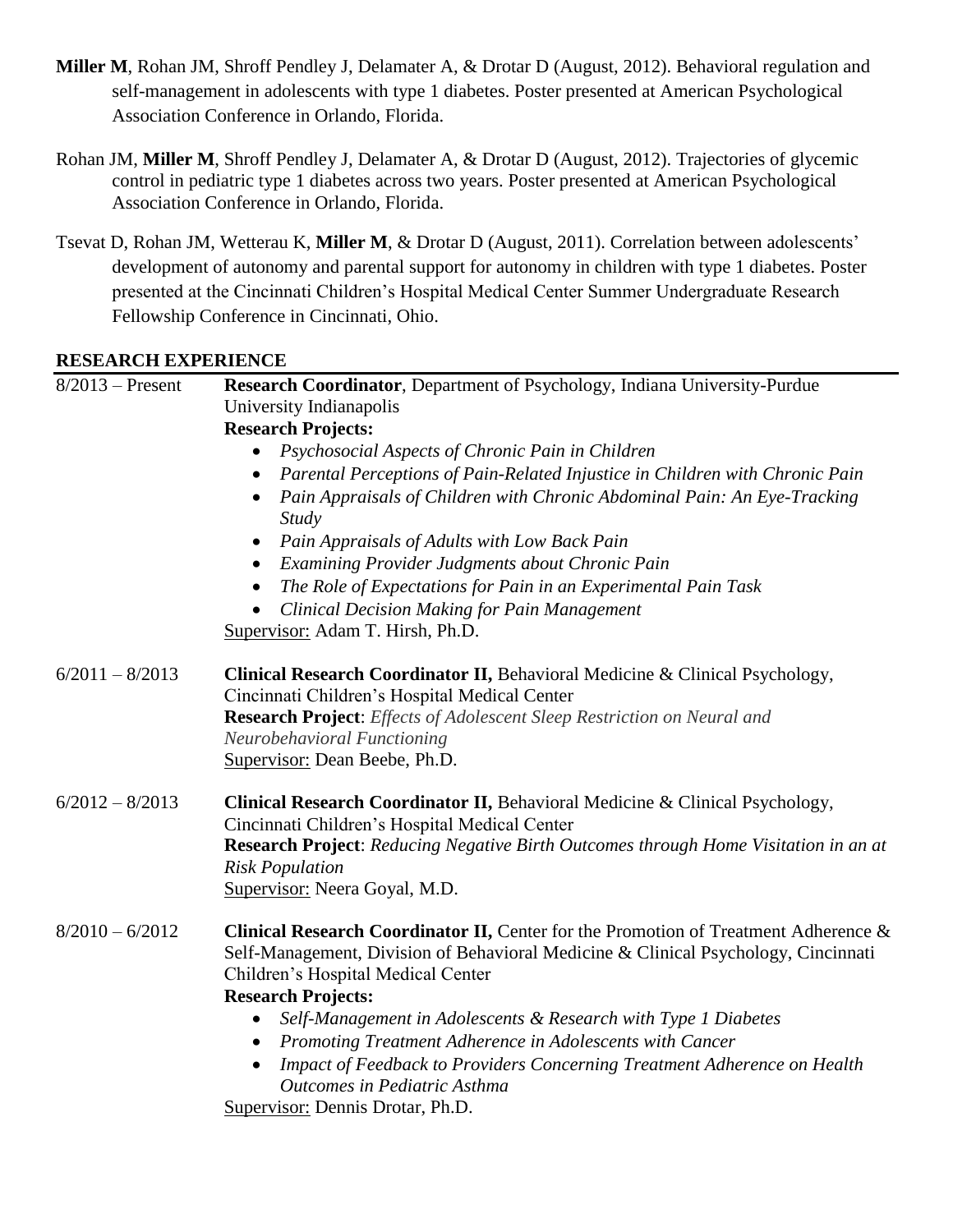**Miller M**, Rohan JM, Shroff Pendley J, Delamater A, & Drotar D (August, 2012). Behavioral regulation and self-management in adolescents with type 1 diabetes. Poster presented at American Psychological Association Conference in Orlando, Florida.

Rohan JM, **Miller M**, Shroff Pendley J, Delamater A, & Drotar D (August, 2012). Trajectories of glycemic control in pediatric type 1 diabetes across two years. Poster presented at American Psychological Association Conference in Orlando, Florida.

Tsevat D, Rohan JM, Wetterau K, **Miller M**, & Drotar D (August, 2011). Correlation between adolescents' development of autonomy and parental support for autonomy in children with type 1 diabetes. Poster presented at the Cincinnati Children's Hospital Medical Center Summer Undergraduate Research Fellowship Conference in Cincinnati, Ohio.

## RESEARCH EXPERIENCE

8/2013 – Present

**Research Coordinator**, Department of Psychology, Indiana University-Purdue University Indianapolis

**Research Projects:**

- *Psychosocial Aspects of Chronic Pain in Children*
- *Parental Perceptions of Pain-Related Injustice in Children with Chronic Pain*
- *Pain Appraisals of Children with Chronic Abdominal Pain: An Eye-Tracking Study*
- *Pain Appraisals of Adults with Low Back Pain*
- *Examining Provider Judgments about Chronic Pain*
- *The Role of Expectations for Pain in an Experimental Pain Task*
- *Clinical Decision Making for Pain Management*

Supervisor: Adam T. Hirsh, Ph.D.

6/2011 – 8/2013

**Clinical Research Coordinator II,** Behavioral Medicine & Clinical Psychology, Cincinnati Children's Hospital Medical Center

**Research Project**: *Effects of Adolescent Sleep Restriction on Neural and Neurobehavioral Functioning*

Supervisor: Dean Beebe, Ph.D.

6/2012 – 8/2013

**Clinical Research Coordinator II,** Behavioral Medicine & Clinical Psychology, Cincinnati Children's Hospital Medical Center

**Research Project**: *Reducing Negative Birth Outcomes through Home Visitation in an at Risk Population*

Supervisor: Neera Goyal, M.D.

8/2010 – 6/2012

**Clinical Research Coordinator II,** Center for the Promotion of Treatment Adherence & Self-Management, Division of Behavioral Medicine & Clinical Psychology, Cincinnati Children's Hospital Medical Center

**Research Projects:**

- *Self-Management in Adolescents & Research with Type 1 Diabetes*
- *Promoting Treatment Adherence in Adolescents with Cancer*
- *Impact of Feedback to Providers Concerning Treatment Adherence on Health Outcomes in Pediatric Asthma*

Supervisor: Dennis Drotar, Ph.D.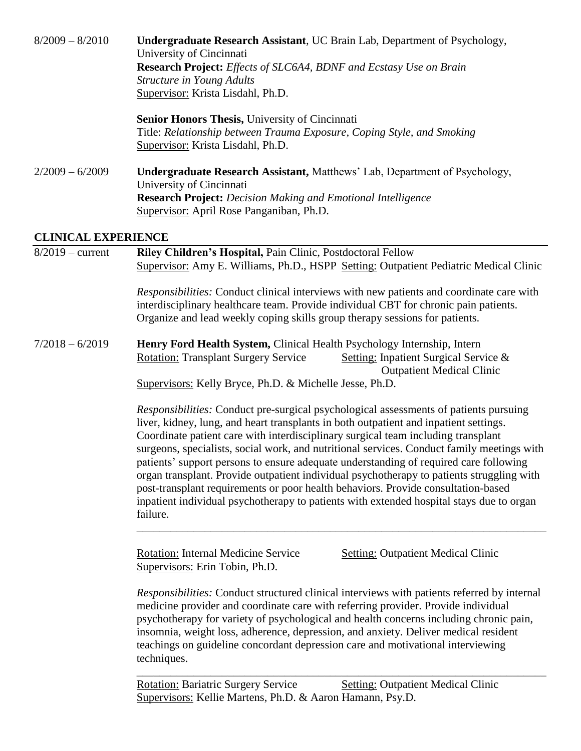8/2009 – 8/2010 **Undergraduate Research Assistant**, UC Brain Lab, Department of Psychology, University of Cincinnati
**Research Project:** *Effects of SLC6A4, BDNF and Ecstasy Use on Brain Structure in Young Adults*
Supervisor: Krista Lisdahl, Ph.D.

**Senior Honors Thesis,** University of Cincinnati
Title: *Relationship between Trauma Exposure, Coping Style, and Smoking*
Supervisor: Krista Lisdahl, Ph.D.

2/2009 – 6/2009 **Undergraduate Research Assistant,** Matthews' Lab, Department of Psychology, University of Cincinnati
**Research Project:** *Decision Making and Emotional Intelligence*
Supervisor: April Rose Panganiban, Ph.D.

## CLINICAL EXPERIENCE

8/2019 – current **Riley Children's Hospital,** Pain Clinic, Postdoctoral Fellow
Supervisor: Amy E. Williams, Ph.D., HSPP Setting: Outpatient Pediatric Medical Clinic

*Responsibilities:* Conduct clinical interviews with new patients and coordinate care with interdisciplinary healthcare team. Provide individual CBT for chronic pain patients. Organize and lead weekly coping skills group therapy sessions for patients.

7/2018 – 6/2019 **Henry Ford Health System,** Clinical Health Psychology Internship, Intern
Rotation: Transplant Surgery Service Setting: Inpatient Surgical Service & Outpatient Medical Clinic
Supervisors: Kelly Bryce, Ph.D. & Michelle Jesse, Ph.D.

*Responsibilities:* Conduct pre-surgical psychological assessments of patients pursuing liver, kidney, lung, and heart transplants in both outpatient and inpatient settings. Coordinate patient care with interdisciplinary surgical team including transplant surgeons, specialists, social work, and nutritional services. Conduct family meetings with patients' support persons to ensure adequate understanding of required care following organ transplant. Provide outpatient individual psychotherapy to patients struggling with post-transplant requirements or poor health behaviors. Provide consultation-based inpatient individual psychotherapy to patients with extended hospital stays due to organ failure.

---

Rotation: Internal Medicine Service Setting: Outpatient Medical Clinic
Supervisors: Erin Tobin, Ph.D.

*Responsibilities:* Conduct structured clinical interviews with patients referred by internal medicine provider and coordinate care with referring provider. Provide individual psychotherapy for variety of psychological and health concerns including chronic pain, insomnia, weight loss, adherence, depression, and anxiety. Deliver medical resident teachings on guideline concordant depression care and motivational interviewing techniques.

---

Rotation: Bariatric Surgery Service Setting: Outpatient Medical Clinic
Supervisors: Kellie Martens, Ph.D. & Aaron Hamann, Psy.D.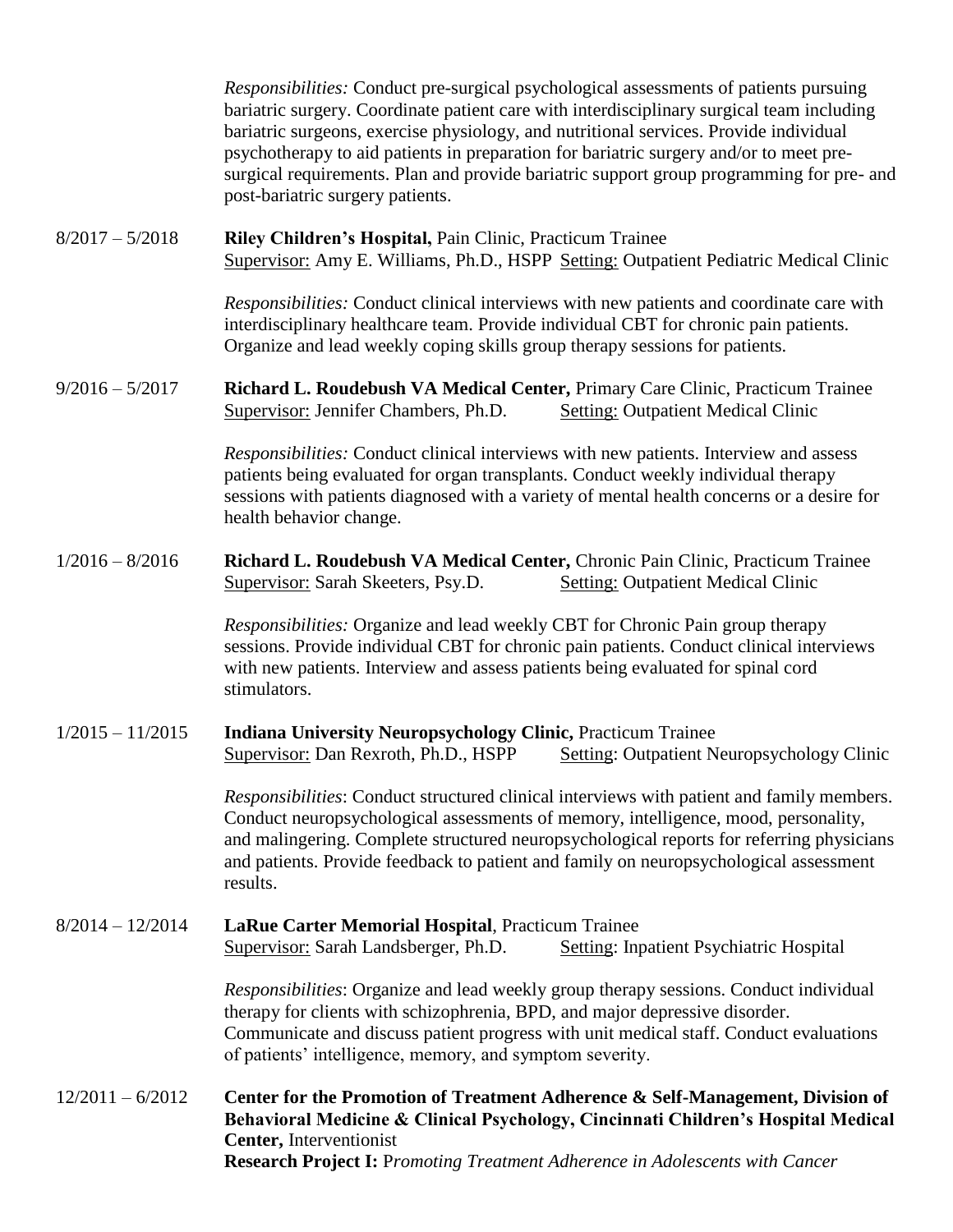*Responsibilities:* Conduct pre-surgical psychological assessments of patients pursuing bariatric surgery. Coordinate patient care with interdisciplinary surgical team including bariatric surgeons, exercise physiology, and nutritional services. Provide individual psychotherapy to aid patients in preparation for bariatric surgery and/or to meet pre-surgical requirements. Plan and provide bariatric support group programming for pre- and post-bariatric surgery patients.

8/2017 – 5/2018 **Riley Children's Hospital,** Pain Clinic, Practicum Trainee
Supervisor: Amy E. Williams, Ph.D., HSPP Setting: Outpatient Pediatric Medical Clinic

*Responsibilities:* Conduct clinical interviews with new patients and coordinate care with interdisciplinary healthcare team. Provide individual CBT for chronic pain patients. Organize and lead weekly coping skills group therapy sessions for patients.

9/2016 – 5/2017 **Richard L. Roudebush VA Medical Center,** Primary Care Clinic, Practicum Trainee
Supervisor: Jennifer Chambers, Ph.D. Setting: Outpatient Medical Clinic

*Responsibilities:* Conduct clinical interviews with new patients. Interview and assess patients being evaluated for organ transplants. Conduct weekly individual therapy sessions with patients diagnosed with a variety of mental health concerns or a desire for health behavior change.

1/2016 – 8/2016 **Richard L. Roudebush VA Medical Center,** Chronic Pain Clinic, Practicum Trainee
Supervisor: Sarah Skeeters, Psy.D. Setting: Outpatient Medical Clinic

*Responsibilities:* Organize and lead weekly CBT for Chronic Pain group therapy sessions. Provide individual CBT for chronic pain patients. Conduct clinical interviews with new patients. Interview and assess patients being evaluated for spinal cord stimulators.

1/2015 – 11/2015 **Indiana University Neuropsychology Clinic,** Practicum Trainee
Supervisor: Dan Rexroth, Ph.D., HSPP Setting: Outpatient Neuropsychology Clinic

*Responsibilities*: Conduct structured clinical interviews with patient and family members. Conduct neuropsychological assessments of memory, intelligence, mood, personality, and malingering. Complete structured neuropsychological reports for referring physicians and patients. Provide feedback to patient and family on neuropsychological assessment results.

8/2014 – 12/2014 **LaRue Carter Memorial Hospital**, Practicum Trainee
Supervisor: Sarah Landsberger, Ph.D. Setting: Inpatient Psychiatric Hospital

*Responsibilities*: Organize and lead weekly group therapy sessions. Conduct individual therapy for clients with schizophrenia, BPD, and major depressive disorder. Communicate and discuss patient progress with unit medical staff. Conduct evaluations of patients' intelligence, memory, and symptom severity.

12/2011 – 6/2012 **Center for the Promotion of Treatment Adherence & Self-Management, Division of Behavioral Medicine & Clinical Psychology, Cincinnati Children's Hospital Medical Center,** Interventionist
**Research Project I:** P*romoting Treatment Adherence in Adolescents with Cancer*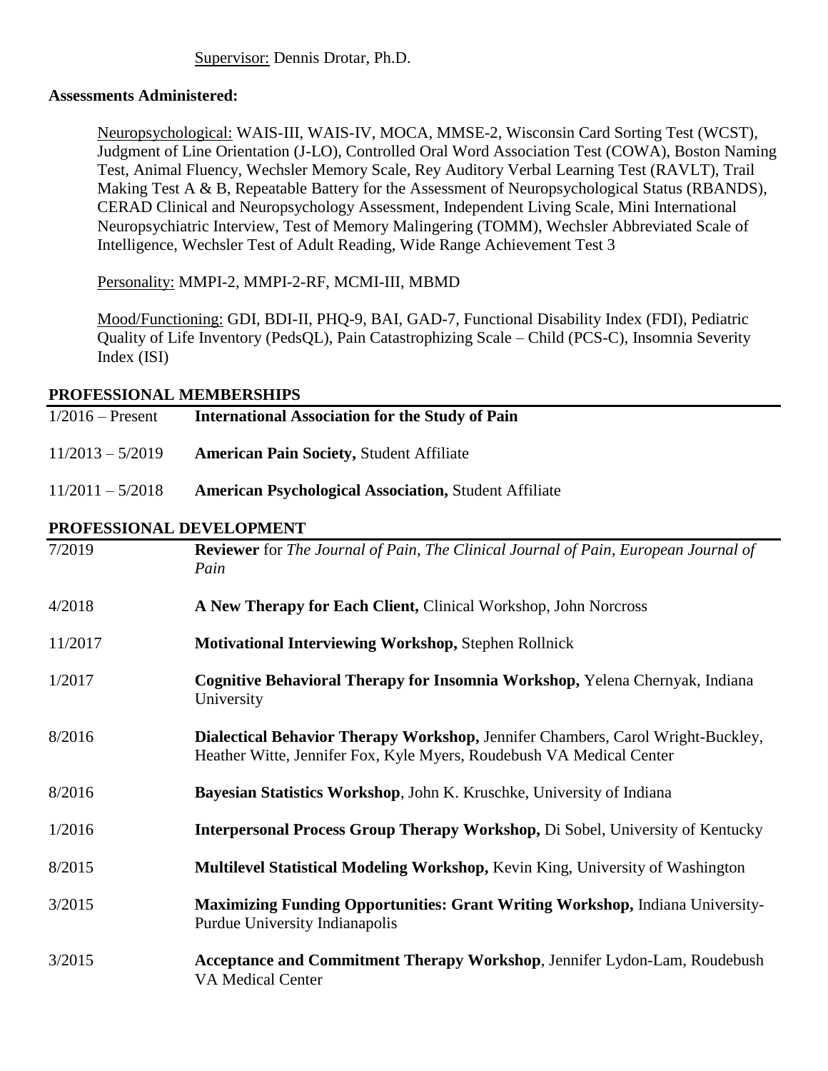Supervisor: Dennis Drotar, Ph.D.

**Assessments Administered:**

Neuropsychological: WAIS-III, WAIS-IV, MOCA, MMSE-2, Wisconsin Card Sorting Test (WCST), Judgment of Line Orientation (J-LO), Controlled Oral Word Association Test (COWA), Boston Naming Test, Animal Fluency, Wechsler Memory Scale, Rey Auditory Verbal Learning Test (RAVLT), Trail Making Test A & B, Repeatable Battery for the Assessment of Neuropsychological Status (RBANDS), CERAD Clinical and Neuropsychology Assessment, Independent Living Scale, Mini International Neuropsychiatric Interview, Test of Memory Malingering (TOMM), Wechsler Abbreviated Scale of Intelligence, Wechsler Test of Adult Reading, Wide Range Achievement Test 3

Personality: MMPI-2, MMPI-2-RF, MCMI-III, MBMD

Mood/Functioning: GDI, BDI-II, PHQ-9, BAI, GAD-7, Functional Disability Index (FDI), Pediatric Quality of Life Inventory (PedsQL), Pain Catastrophizing Scale – Child (PCS-C), Insomnia Severity Index (ISI)

## PROFESSIONAL MEMBERSHIPS

1/2016 – Present **International Association for the Study of Pain**

11/2013 – 5/2019 **American Pain Society,** Student Affiliate

11/2011 – 5/2018 **American Psychological Association,** Student Affiliate

## PROFESSIONAL DEVELOPMENT

7/2019 **Reviewer** for *The Journal of Pain*, *The Clinical Journal of Pain*, *European Journal of Pain*

4/2018 **A New Therapy for Each Client,** Clinical Workshop, John Norcross

11/2017 **Motivational Interviewing Workshop,** Stephen Rollnick

1/2017 **Cognitive Behavioral Therapy for Insomnia Workshop,** Yelena Chernyak, Indiana University

8/2016 **Dialectical Behavior Therapy Workshop,** Jennifer Chambers, Carol Wright-Buckley, Heather Witte, Jennifer Fox, Kyle Myers, Roudebush VA Medical Center

8/2016 **Bayesian Statistics Workshop**, John K. Kruschke, University of Indiana

1/2016 **Interpersonal Process Group Therapy Workshop,** Di Sobel, University of Kentucky

8/2015 **Multilevel Statistical Modeling Workshop,** Kevin King, University of Washington

3/2015 **Maximizing Funding Opportunities: Grant Writing Workshop,** Indiana University-Purdue University Indianapolis

3/2015 **Acceptance and Commitment Therapy Workshop**, Jennifer Lydon-Lam, Roudebush VA Medical Center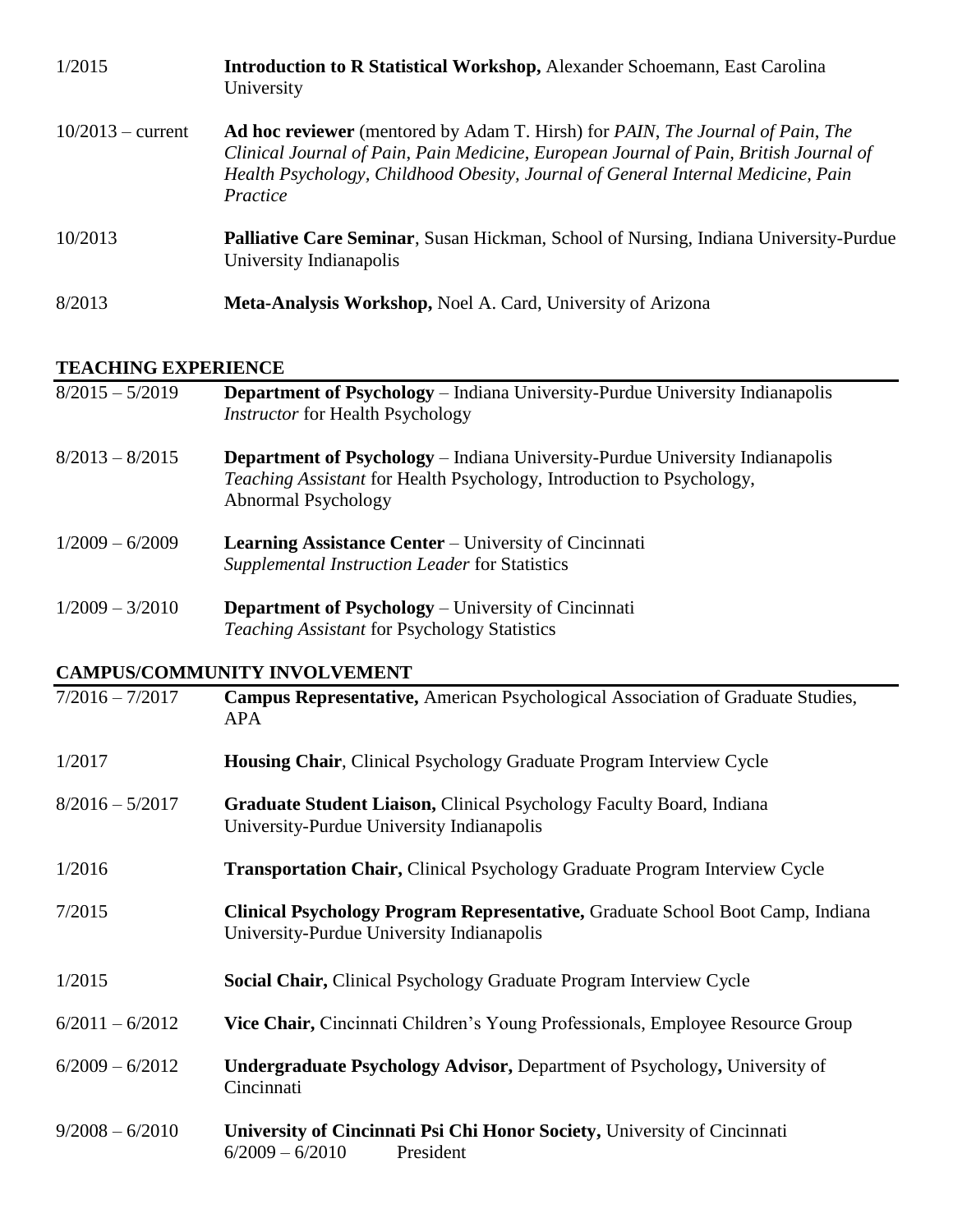1/2015 **Introduction to R Statistical Workshop,** Alexander Schoemann, East Carolina University

10/2013 – current **Ad hoc reviewer** (mentored by Adam T. Hirsh) for *PAIN*, *The Journal of Pain*, *The Clinical Journal of Pain*, *Pain Medicine*, *European Journal of Pain*, *British Journal of Health Psychology*, *Childhood Obesity*, *Journal of General Internal Medicine*, *Pain Practice*

10/2013 **Palliative Care Seminar**, Susan Hickman, School of Nursing, Indiana University-Purdue University Indianapolis

8/2013 **Meta-Analysis Workshop,** Noel A. Card, University of Arizona

## TEACHING EXPERIENCE

8/2015 – 5/2019 **Department of Psychology** – Indiana University-Purdue University Indianapolis
*Instructor* for Health Psychology

8/2013 – 8/2015 **Department of Psychology** – Indiana University-Purdue University Indianapolis
*Teaching Assistant* for Health Psychology, Introduction to Psychology, Abnormal Psychology

1/2009 – 6/2009 **Learning Assistance Center** – University of Cincinnati
*Supplemental Instruction Leader* for Statistics

1/2009 – 3/2010 **Department of Psychology** – University of Cincinnati
*Teaching Assistant* for Psychology Statistics

## CAMPUS/COMMUNITY INVOLVEMENT

7/2016 – 7/2017 **Campus Representative,** American Psychological Association of Graduate Studies, APA

1/2017 **Housing Chair**, Clinical Psychology Graduate Program Interview Cycle

8/2016 – 5/2017 **Graduate Student Liaison,** Clinical Psychology Faculty Board, Indiana University-Purdue University Indianapolis

1/2016 **Transportation Chair,** Clinical Psychology Graduate Program Interview Cycle

7/2015 **Clinical Psychology Program Representative,** Graduate School Boot Camp, Indiana University-Purdue University Indianapolis

1/2015 **Social Chair,** Clinical Psychology Graduate Program Interview Cycle

6/2011 – 6/2012 **Vice Chair,** Cincinnati Children's Young Professionals, Employee Resource Group

6/2009 – 6/2012 **Undergraduate Psychology Advisor,** Department of Psychology**,** University of Cincinnati

9/2008 – 6/2010 **University of Cincinnati Psi Chi Honor Society,** University of Cincinnati
6/2009 – 6/2010 President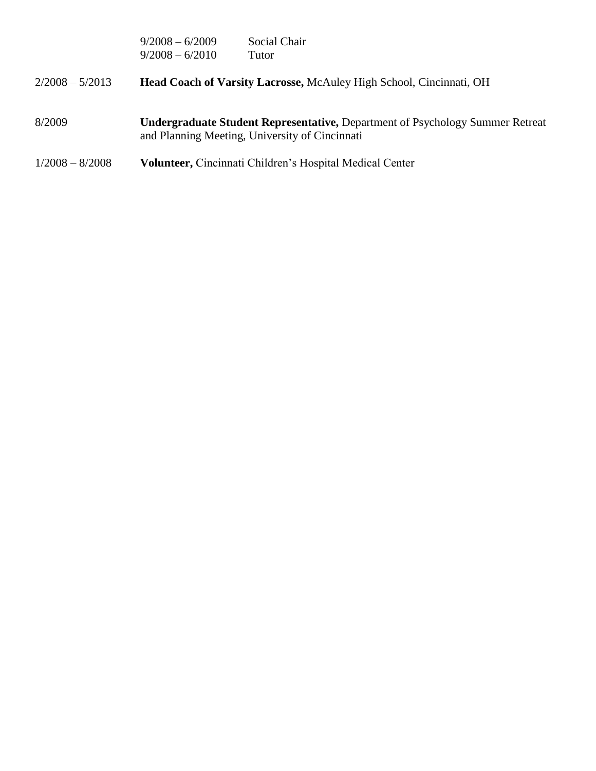9/2008 – 6/2009 Social Chair
9/2008 – 6/2010 Tutor

2/2008 – 5/2013 **Head Coach of Varsity Lacrosse,** McAuley High School, Cincinnati, OH

8/2009 **Undergraduate Student Representative,** Department of Psychology Summer Retreat and Planning Meeting, University of Cincinnati

1/2008 – 8/2008 **Volunteer,** Cincinnati Children's Hospital Medical Center